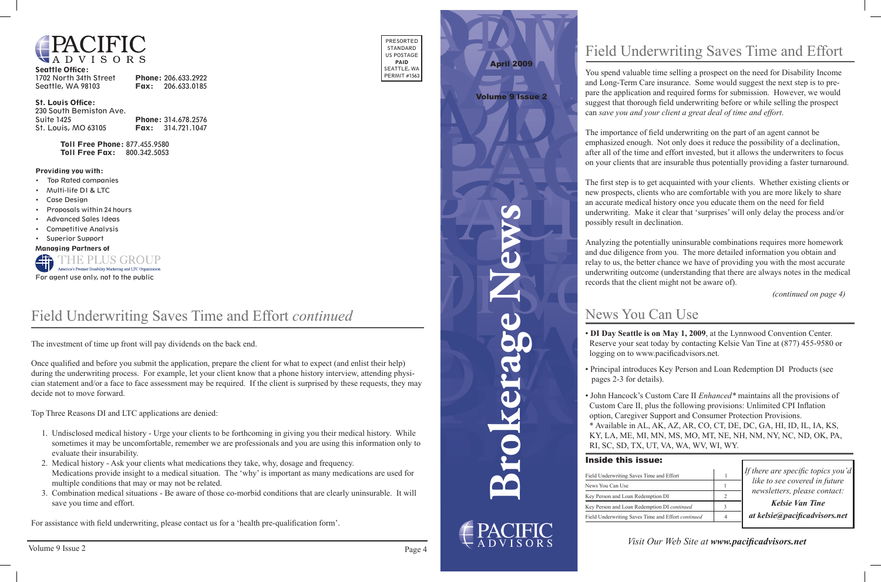# PACIFIC ADVISORS

**Seattle Office:**
1702 North 34th Street
Seattle, WA 98103
**Phone:** 206.633.2922
**Fax:** 206.633.0185

**St. Louis Office:**
230 South Bemiston Ave.
Suite 1425
St. Louis, MO 63105
**Phone:** 314.678.2576
**Fax:** 314.721.1047

**Toll Free Phone:** 877.455.9580
**Toll Free Fax:** 800.342.5053

**Providing you with:**

- Top Rated companies
- Multi-life DI & LTC
- Case Design
- Proposals within 24 hours
- Advanced Sales Ideas
- Competitive Analysis
- Superior Support

**Managing Partners of**
THE PLUS GROUP
America's Premier Disability Marketing and LTC Organization

For agent use only, not to the public

PRESORTED STANDARD US POSTAGE **PAID** SEATTLE, WA PERMIT #1563

## Field Underwriting Saves Time and Effort *continued*

The investment of time up front will pay dividends on the back end.

Once qualified and before you submit the application, prepare the client for what to expect (and enlist their help) during the underwriting process. For example, let your client know that a phone history interview, attending physician statement and/or a face to face assessment may be required. If the client is surprised by these requests, they may decide not to move forward.

Top Three Reasons DI and LTC applications are denied:

1. Undisclosed medical history - Urge your clients to be forthcoming in giving you their medical history. While sometimes it may be uncomfortable, remember we are professionals and you are using this information only to evaluate their insurability.
2. Medical history - Ask your clients what medications they take, why, dosage and frequency. Medications provide insight to a medical situation. The 'why' is important as many medications are used for multiple conditions that may or may not be related.
3. Combination medical situations - Be aware of those co-morbid conditions that are clearly uninsurable. It will save you time and effort.

For assistance with field underwriting, please contact us for a 'health pre-qualification form'.

---

**April 2009**

**Volume 9 Issue 2**

# Brokerage News

PACIFIC ADVISORS

---

## Field Underwriting Saves Time and Effort

You spend valuable time selling a prospect on the need for Disability Income and Long-Term Care insurance. Some would suggest the next step is to prepare the application and required forms for submission. However, we would suggest that thorough field underwriting before or while selling the prospect can *save you and your client a great deal of time and effort*.

The importance of field underwriting on the part of an agent cannot be emphasized enough. Not only does it reduce the possibility of a declination, after all of the time and effort invested, but it allows the underwriters to focus on your clients that are insurable thus potentially providing a faster turnaround.

The first step is to get acquainted with your clients. Whether existing clients or new prospects, clients who are comfortable with you are more likely to share an accurate medical history once you educate them on the need for field underwriting. Make it clear that 'surprises' will only delay the process and/or possibly result in declination.

Analyzing the potentially uninsurable combinations requires more homework and due diligence from you. The more detailed information you obtain and relay to us, the better chance we have of providing you with the most accurate underwriting outcome (understanding that there are always notes in the medical records that the client might not be aware of).

*(continued on page 4)*

## News You Can Use

- **DI Day Seattle is on May 1, 2009**, at the Lynnwood Convention Center. Reserve your seat today by contacting Kelsie Van Tine at (877) 455-9580 or logging on to www.pacificadvisors.net.
- Principal introduces Key Person and Loan Redemption DI Products (see pages 2-3 for details).
- John Hancock's Custom Care II *Enhanced** maintains all the provisions of Custom Care II, plus the following provisions: Unlimited CPI Inflation option, Caregiver Support and Consumer Protection Provisions.
  \* Available in AL, AK, AZ, AR, CO, CT, DE, DC, GA, HI, ID, IL, IA, KS, KY, LA, ME, MI, MN, MS, MO, MT, NE, NH, NM, NY, NC, ND, OK, PA, RI, SC, SD, TX, UT, VA, WA, WV, WI, WY.

### Inside this issue:

| | |
|---|---|
| Field Underwriting Saves Time and Effort | 1 |
| News You Can Use | 1 |
| Key Person and Loan Redemption DI | 2 |
| Key Person and Loan Redemption DI *continued* | 3 |
| Field Underwriting Saves Time and Effort *continued* | 4 |

*If there are specific topics you'd like to see covered in future newsletters, please contact:*

***Kelsie Van Tine***

***at kelsie@pacificadvisors.net***

*Visit Our Web Site at **www.pacificadvisors.net***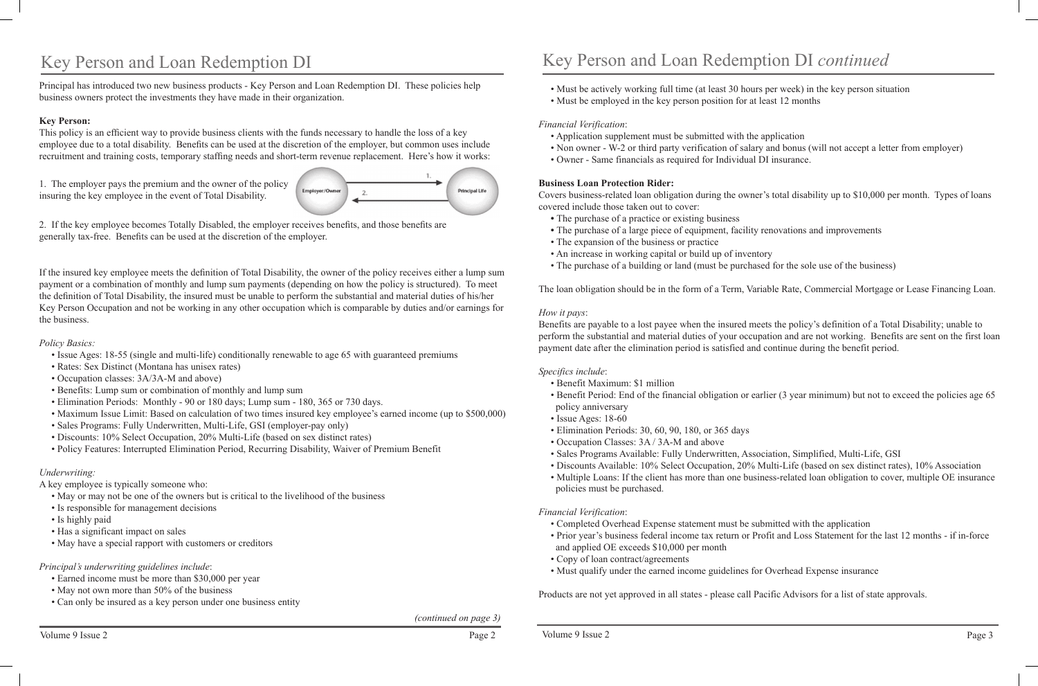# Key Person and Loan Redemption DI

Principal has introduced two new business products - Key Person and Loan Redemption DI. These policies help business owners protect the investments they have made in their organization.

**Key Person:**

This policy is an efficient way to provide business clients with the funds necessary to handle the loss of a key employee due to a total disability. Benefits can be used at the discretion of the employer, but common uses include recruitment and training costs, temporary staffing needs and short-term revenue replacement. Here's how it works:

1. The employer pays the premium and the owner of the policy insuring the key employee in the event of Total Disability.

Employer/Owner

Principal Life

1.

2.

2. If the key employee becomes Totally Disabled, the employer receives benefits, and those benefits are generally tax-free. Benefits can be used at the discretion of the employer.

If the insured key employee meets the definition of Total Disability, the owner of the policy receives either a lump sum payment or a combination of monthly and lump sum payments (depending on how the policy is structured). To meet the definition of Total Disability, the insured must be unable to perform the substantial and material duties of his/her Key Person Occupation and not be working in any other occupation which is comparable by duties and/or earnings for the business.

*Policy Basics:*

- Issue Ages: 18-55 (single and multi-life) conditionally renewable to age 65 with guaranteed premiums
- Rates: Sex Distinct (Montana has unisex rates)
- Occupation classes: 3A/3A-M and above)
- Benefits: Lump sum or combination of monthly and lump sum
- Elimination Periods: Monthly - 90 or 180 days; Lump sum - 180, 365 or 730 days.
- Maximum Issue Limit: Based on calculation of two times insured key employee's earned income (up to $500,000)
- Sales Programs: Fully Underwritten, Multi-Life, GSI (employer-pay only)
- Discounts: 10% Select Occupation, 20% Multi-Life (based on sex distinct rates)
- Policy Features: Interrupted Elimination Period, Recurring Disability, Waiver of Premium Benefit

*Underwriting:*

A key employee is typically someone who:

- May or may not be one of the owners but is critical to the livelihood of the business
- Is responsible for management decisions
- Is highly paid
- Has a significant impact on sales
- May have a special rapport with customers or creditors

*Principal's underwriting guidelines include*:

- Earned income must be more than $30,000 per year
- May not own more than 50% of the business
- Can only be insured as a key person under one business entity

*(continued on page 3)*

# Key Person and Loan Redemption DI *continued*

- Must be actively working full time (at least 30 hours per week) in the key person situation
- Must be employed in the key person position for at least 12 months

*Financial Verification*:

- Application supplement must be submitted with the application
- Non owner - W-2 or third party verification of salary and bonus (will not accept a letter from employer)
- Owner - Same financials as required for Individual DI insurance.

**Business Loan Protection Rider:**

Covers business-related loan obligation during the owner's total disability up to $10,000 per month. Types of loans covered include those taken out to cover:

- The purchase of a practice or existing business
- The purchase of a large piece of equipment, facility renovations and improvements
- The expansion of the business or practice
- An increase in working capital or build up of inventory
- The purchase of a building or land (must be purchased for the sole use of the business)

The loan obligation should be in the form of a Term, Variable Rate, Commercial Mortgage or Lease Financing Loan.

*How it pays*:

Benefits are payable to a lost payee when the insured meets the policy's definition of a Total Disability; unable to perform the substantial and material duties of your occupation and are not working. Benefits are sent on the first loan payment date after the elimination period is satisfied and continue during the benefit period.

*Specifics include*:

- Benefit Maximum: $1 million
- Benefit Period: End of the financial obligation or earlier (3 year minimum) but not to exceed the policies age 65 policy anniversary
- Issue Ages: 18-60
- Elimination Periods: 30, 60, 90, 180, or 365 days
- Occupation Classes: 3A / 3A-M and above
- Sales Programs Available: Fully Underwritten, Association, Simplified, Multi-Life, GSI
- Discounts Available: 10% Select Occupation, 20% Multi-Life (based on sex distinct rates), 10% Association
- Multiple Loans: If the client has more than one business-related loan obligation to cover, multiple OE insurance policies must be purchased.

*Financial Verification*:

- Completed Overhead Expense statement must be submitted with the application
- Prior year's business federal income tax return or Profit and Loss Statement for the last 12 months - if in-force and applied OE exceeds $10,000 per month
- Copy of loan contract/agreements
- Must qualify under the earned income guidelines for Overhead Expense insurance

Products are not yet approved in all states - please call Pacific Advisors for a list of state approvals.